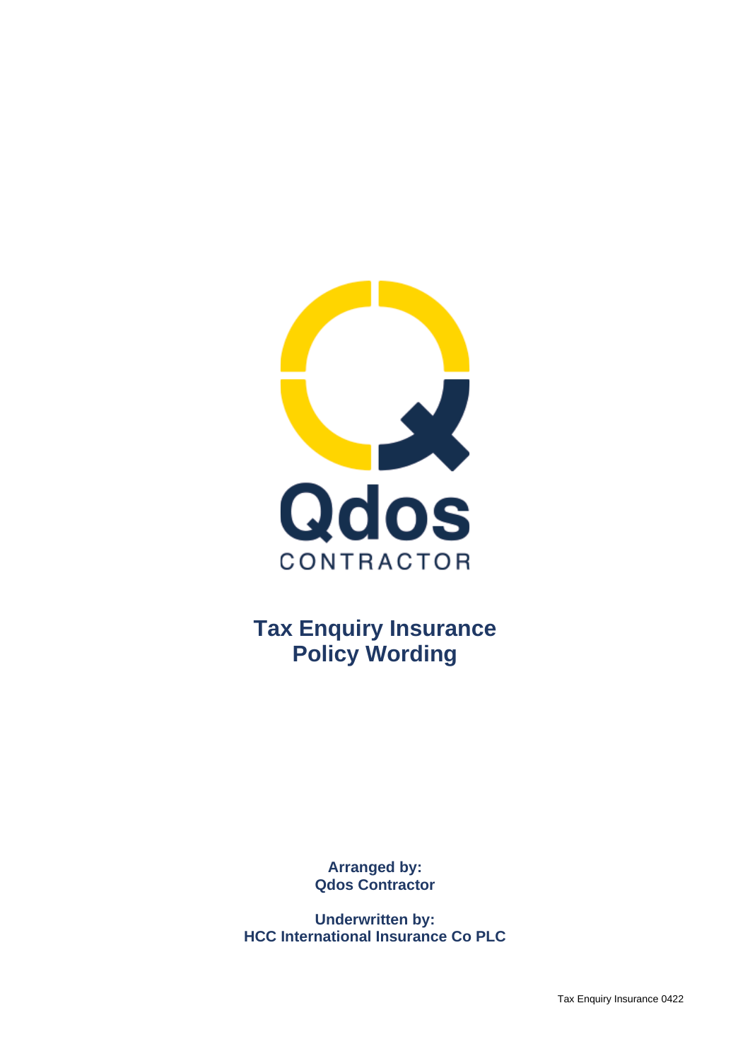Qdos

CONTRACTOR

# Tax Enquiry Insurance Policy Wording

**Arranged by:**
**Qdos Contractor**

**Underwritten by:**
**HCC International Insurance Co PLC**

Tax Enquiry Insurance 0422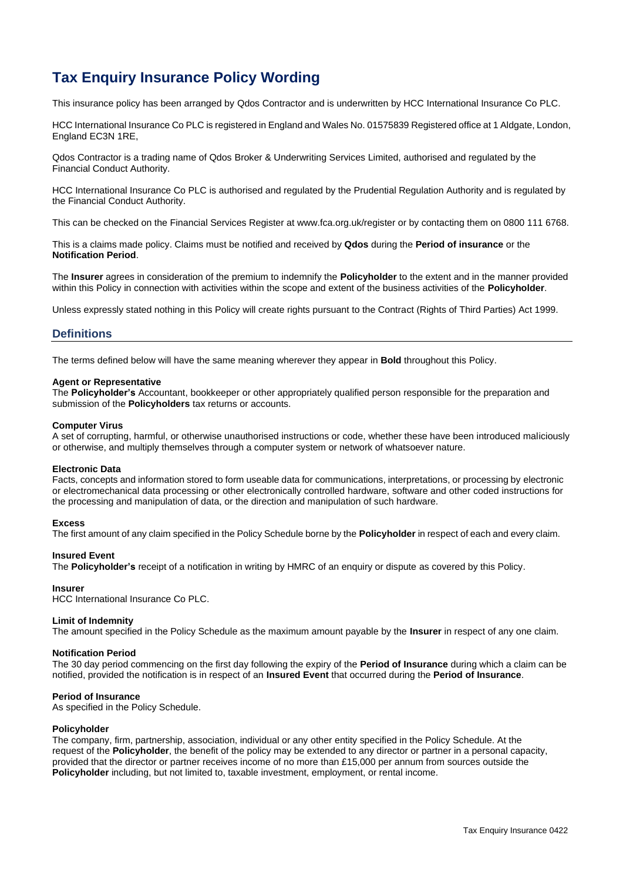# Tax Enquiry Insurance Policy Wording

This insurance policy has been arranged by Qdos Contractor and is underwritten by HCC International Insurance Co PLC.

HCC International Insurance Co PLC is registered in England and Wales No. 01575839 Registered office at 1 Aldgate, London, England EC3N 1RE,

Qdos Contractor is a trading name of Qdos Broker & Underwriting Services Limited, authorised and regulated by the Financial Conduct Authority.

HCC International Insurance Co PLC is authorised and regulated by the Prudential Regulation Authority and is regulated by the Financial Conduct Authority.

This can be checked on the Financial Services Register at www.fca.org.uk/register or by contacting them on 0800 111 6768.

This is a claims made policy. Claims must be notified and received by **Qdos** during the **Period of insurance** or the **Notification Period**.

The **Insurer** agrees in consideration of the premium to indemnify the **Policyholder** to the extent and in the manner provided within this Policy in connection with activities within the scope and extent of the business activities of the **Policyholder**.

Unless expressly stated nothing in this Policy will create rights pursuant to the Contract (Rights of Third Parties) Act 1999.

## Definitions

The terms defined below will have the same meaning wherever they appear in **Bold** throughout this Policy.

**Agent or Representative**
The **Policyholder's** Accountant, bookkeeper or other appropriately qualified person responsible for the preparation and submission of the **Policyholders** tax returns or accounts.

**Computer Virus**
A set of corrupting, harmful, or otherwise unauthorised instructions or code, whether these have been introduced maliciously or otherwise, and multiply themselves through a computer system or network of whatsoever nature.

**Electronic Data**
Facts, concepts and information stored to form useable data for communications, interpretations, or processing by electronic or electromechanical data processing or other electronically controlled hardware, software and other coded instructions for the processing and manipulation of data, or the direction and manipulation of such hardware.

**Excess**
The first amount of any claim specified in the Policy Schedule borne by the **Policyholder** in respect of each and every claim.

**Insured Event**
The **Policyholder's** receipt of a notification in writing by HMRC of an enquiry or dispute as covered by this Policy.

**Insurer**
HCC International Insurance Co PLC.

**Limit of Indemnity**
The amount specified in the Policy Schedule as the maximum amount payable by the **Insurer** in respect of any one claim.

**Notification Period**
The 30 day period commencing on the first day following the expiry of the **Period of Insurance** during which a claim can be notified, provided the notification is in respect of an **Insured Event** that occurred during the **Period of Insurance**.

**Period of Insurance**
As specified in the Policy Schedule.

**Policyholder**
The company, firm, partnership, association, individual or any other entity specified in the Policy Schedule. At the request of the **Policyholder**, the benefit of the policy may be extended to any director or partner in a personal capacity, provided that the director or partner receives income of no more than £15,000 per annum from sources outside the **Policyholder** including, but not limited to, taxable investment, employment, or rental income.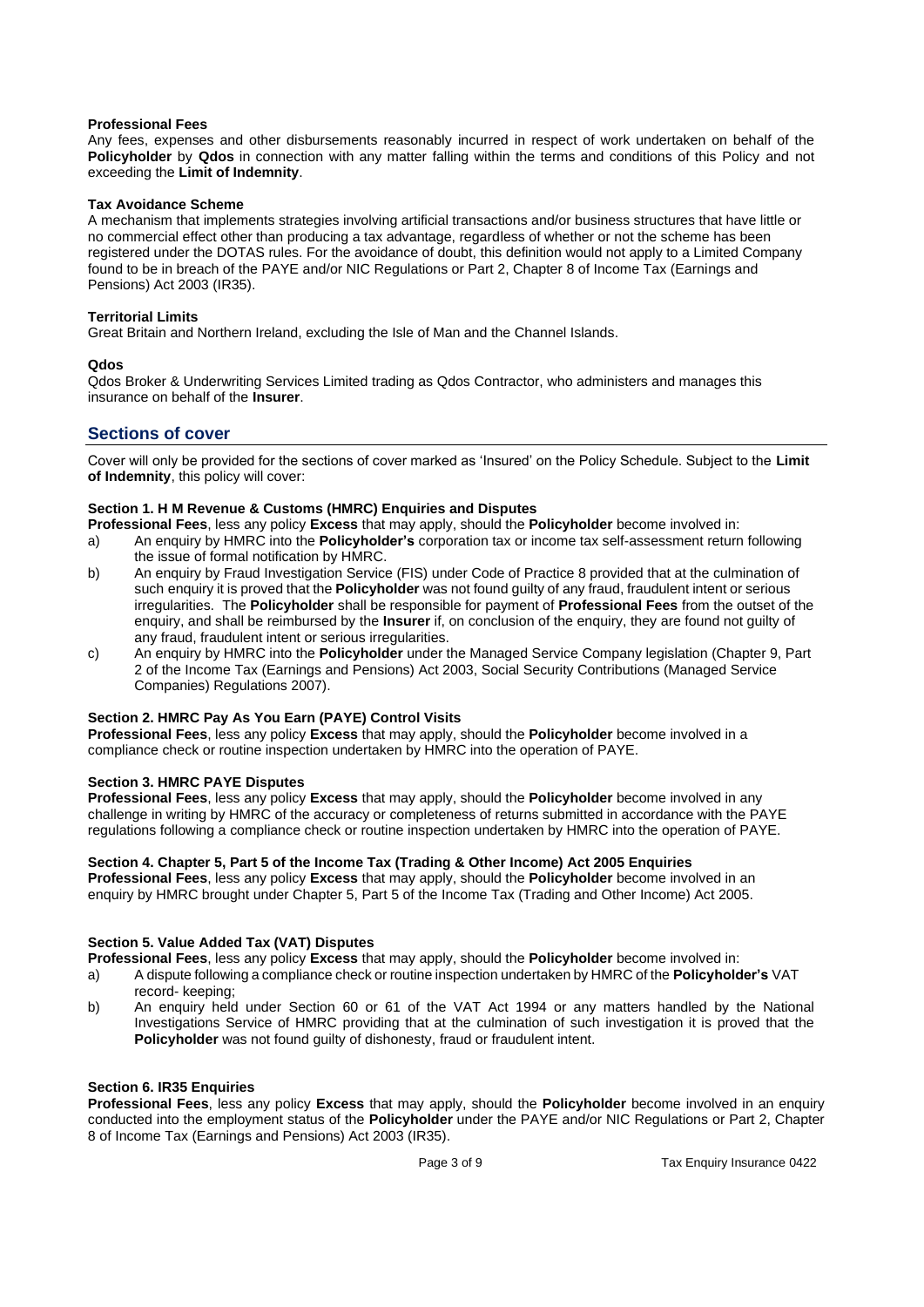**Professional Fees**
Any fees, expenses and other disbursements reasonably incurred in respect of work undertaken on behalf of the **Policyholder** by **Qdos** in connection with any matter falling within the terms and conditions of this Policy and not exceeding the **Limit of Indemnity**.

**Tax Avoidance Scheme**
A mechanism that implements strategies involving artificial transactions and/or business structures that have little or no commercial effect other than producing a tax advantage, regardless of whether or not the scheme has been registered under the DOTAS rules. For the avoidance of doubt, this definition would not apply to a Limited Company found to be in breach of the PAYE and/or NIC Regulations or Part 2, Chapter 8 of Income Tax (Earnings and Pensions) Act 2003 (IR35).

**Territorial Limits**
Great Britain and Northern Ireland, excluding the Isle of Man and the Channel Islands.

**Qdos**
Qdos Broker & Underwriting Services Limited trading as Qdos Contractor, who administers and manages this insurance on behalf of the **Insurer**.

## Sections of cover

Cover will only be provided for the sections of cover marked as 'Insured' on the Policy Schedule. Subject to the **Limit of Indemnity**, this policy will cover:

**Section 1. H M Revenue & Customs (HMRC) Enquiries and Disputes**
**Professional Fees**, less any policy **Excess** that may apply, should the **Policyholder** become involved in:

a) An enquiry by HMRC into the **Policyholder's** corporation tax or income tax self-assessment return following the issue of formal notification by HMRC.
b) An enquiry by Fraud Investigation Service (FIS) under Code of Practice 8 provided that at the culmination of such enquiry it is proved that the **Policyholder** was not found guilty of any fraud, fraudulent intent or serious irregularities. The **Policyholder** shall be responsible for payment of **Professional Fees** from the outset of the enquiry, and shall be reimbursed by the **Insurer** if, on conclusion of the enquiry, they are found not guilty of any fraud, fraudulent intent or serious irregularities.
c) An enquiry by HMRC into the **Policyholder** under the Managed Service Company legislation (Chapter 9, Part 2 of the Income Tax (Earnings and Pensions) Act 2003, Social Security Contributions (Managed Service Companies) Regulations 2007).

**Section 2. HMRC Pay As You Earn (PAYE) Control Visits**
**Professional Fees**, less any policy **Excess** that may apply, should the **Policyholder** become involved in a compliance check or routine inspection undertaken by HMRC into the operation of PAYE.

**Section 3. HMRC PAYE Disputes**
**Professional Fees**, less any policy **Excess** that may apply, should the **Policyholder** become involved in any challenge in writing by HMRC of the accuracy or completeness of returns submitted in accordance with the PAYE regulations following a compliance check or routine inspection undertaken by HMRC into the operation of PAYE.

**Section 4. Chapter 5, Part 5 of the Income Tax (Trading & Other Income) Act 2005 Enquiries**
**Professional Fees**, less any policy **Excess** that may apply, should the **Policyholder** become involved in an enquiry by HMRC brought under Chapter 5, Part 5 of the Income Tax (Trading and Other Income) Act 2005.

**Section 5. Value Added Tax (VAT) Disputes**
**Professional Fees**, less any policy **Excess** that may apply, should the **Policyholder** become involved in:

a) A dispute following a compliance check or routine inspection undertaken by HMRC of the **Policyholder's** VAT record- keeping;
b) An enquiry held under Section 60 or 61 of the VAT Act 1994 or any matters handled by the National Investigations Service of HMRC providing that at the culmination of such investigation it is proved that the **Policyholder** was not found guilty of dishonesty, fraud or fraudulent intent.

**Section 6. IR35 Enquiries**
**Professional Fees**, less any policy **Excess** that may apply, should the **Policyholder** become involved in an enquiry conducted into the employment status of the **Policyholder** under the PAYE and/or NIC Regulations or Part 2, Chapter 8 of Income Tax (Earnings and Pensions) Act 2003 (IR35).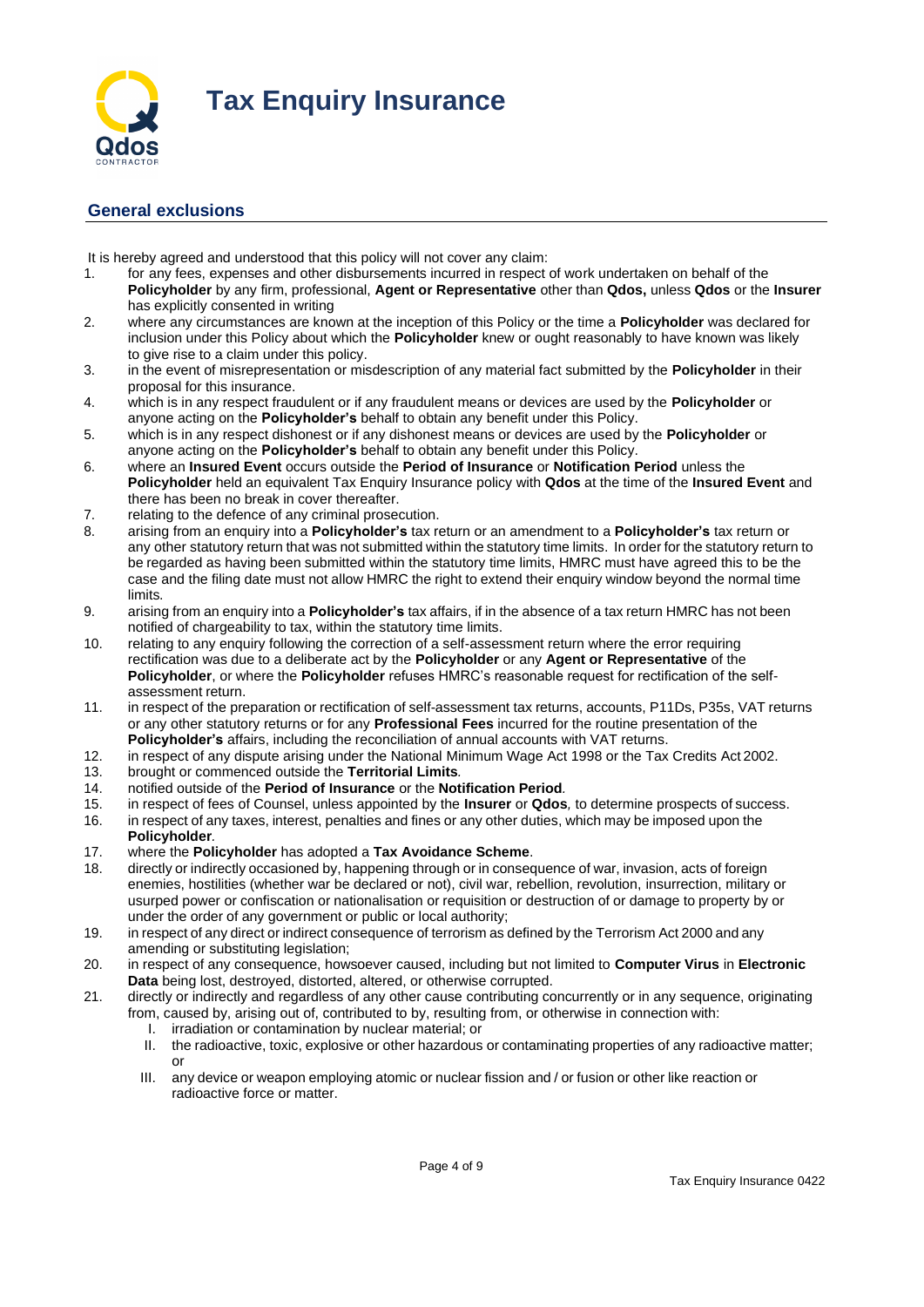# Tax Enquiry Insurance

## General exclusions

It is hereby agreed and understood that this policy will not cover any claim:

1. for any fees, expenses and other disbursements incurred in respect of work undertaken on behalf of the **Policyholder** by any firm, professional, **Agent or Representative** other than **Qdos,** unless **Qdos** or the **Insurer** has explicitly consented in writing
2. where any circumstances are known at the inception of this Policy or the time a **Policyholder** was declared for inclusion under this Policy about which the **Policyholder** knew or ought reasonably to have known was likely to give rise to a claim under this policy.
3. in the event of misrepresentation or misdescription of any material fact submitted by the **Policyholder** in their proposal for this insurance.
4. which is in any respect fraudulent or if any fraudulent means or devices are used by the **Policyholder** or anyone acting on the **Policyholder's** behalf to obtain any benefit under this Policy.
5. which is in any respect dishonest or if any dishonest means or devices are used by the **Policyholder** or anyone acting on the **Policyholder's** behalf to obtain any benefit under this Policy.
6. where an **Insured Event** occurs outside the **Period of Insurance** or **Notification Period** unless the **Policyholder** held an equivalent Tax Enquiry Insurance policy with **Qdos** at the time of the **Insured Event** and there has been no break in cover thereafter.
7. relating to the defence of any criminal prosecution.
8. arising from an enquiry into a **Policyholder's** tax return or an amendment to a **Policyholder's** tax return or any other statutory return that was not submitted within the statutory time limits. In order for the statutory return to be regarded as having been submitted within the statutory time limits, HMRC must have agreed this to be the case and the filing date must not allow HMRC the right to extend their enquiry window beyond the normal time limits.
9. arising from an enquiry into a **Policyholder's** tax affairs, if in the absence of a tax return HMRC has not been notified of chargeability to tax, within the statutory time limits.
10. relating to any enquiry following the correction of a self-assessment return where the error requiring rectification was due to a deliberate act by the **Policyholder** or any **Agent or Representative** of the **Policyholder**, or where the **Policyholder** refuses HMRC's reasonable request for rectification of the self-assessment return.
11. in respect of the preparation or rectification of self-assessment tax returns, accounts, P11Ds, P35s, VAT returns or any other statutory returns or for any **Professional Fees** incurred for the routine presentation of the **Policyholder's** affairs, including the reconciliation of annual accounts with VAT returns.
12. in respect of any dispute arising under the National Minimum Wage Act 1998 or the Tax Credits Act 2002.
13. brought or commenced outside the **Territorial Limits**.
14. notified outside of the **Period of Insurance** or the **Notification Period**.
15. in respect of fees of Counsel, unless appointed by the **Insurer** or **Qdos**, to determine prospects of success.
16. in respect of any taxes, interest, penalties and fines or any other duties, which may be imposed upon the **Policyholder**.
17. where the **Policyholder** has adopted a **Tax Avoidance Scheme**.
18. directly or indirectly occasioned by, happening through or in consequence of war, invasion, acts of foreign enemies, hostilities (whether war be declared or not), civil war, rebellion, revolution, insurrection, military or usurped power or confiscation or nationalisation or requisition or destruction of or damage to property by or under the order of any government or public or local authority;
19. in respect of any direct or indirect consequence of terrorism as defined by the Terrorism Act 2000 and any amending or substituting legislation;
20. in respect of any consequence, howsoever caused, including but not limited to **Computer Virus** in **Electronic Data** being lost, destroyed, distorted, altered, or otherwise corrupted.
21. directly or indirectly and regardless of any other cause contributing concurrently or in any sequence, originating from, caused by, arising out of, contributed to by, resulting from, or otherwise in connection with:
    I. irradiation or contamination by nuclear material; or
    II. the radioactive, toxic, explosive or other hazardous or contaminating properties of any radioactive matter; or
    III. any device or weapon employing atomic or nuclear fission and / or fusion or other like reaction or radioactive force or matter.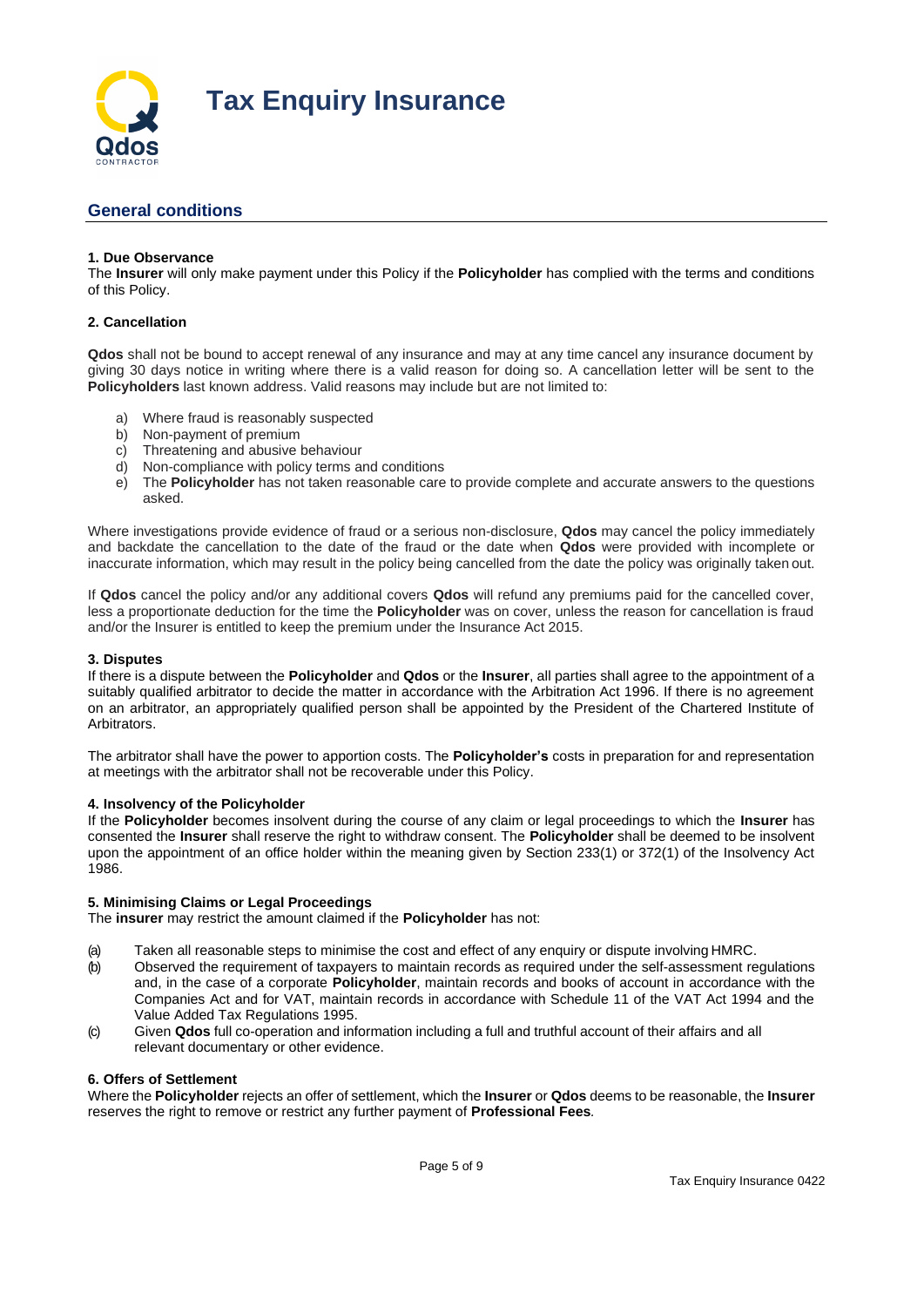# Tax Enquiry Insurance

## General conditions

**1. Due Observance**
The **Insurer** will only make payment under this Policy if the **Policyholder** has complied with the terms and conditions of this Policy.

**2. Cancellation**

**Qdos** shall not be bound to accept renewal of any insurance and may at any time cancel any insurance document by giving 30 days notice in writing where there is a valid reason for doing so. A cancellation letter will be sent to the **Policyholders** last known address. Valid reasons may include but are not limited to:

a) Where fraud is reasonably suspected
b) Non-payment of premium
c) Threatening and abusive behaviour
d) Non-compliance with policy terms and conditions
e) The **Policyholder** has not taken reasonable care to provide complete and accurate answers to the questions asked.

Where investigations provide evidence of fraud or a serious non-disclosure, **Qdos** may cancel the policy immediately and backdate the cancellation to the date of the fraud or the date when **Qdos** were provided with incomplete or inaccurate information, which may result in the policy being cancelled from the date the policy was originally taken out.

If **Qdos** cancel the policy and/or any additional covers **Qdos** will refund any premiums paid for the cancelled cover, less a proportionate deduction for the time the **Policyholder** was on cover, unless the reason for cancellation is fraud and/or the Insurer is entitled to keep the premium under the Insurance Act 2015.

**3. Disputes**
If there is a dispute between the **Policyholder** and **Qdos** or the **Insurer**, all parties shall agree to the appointment of a suitably qualified arbitrator to decide the matter in accordance with the Arbitration Act 1996. If there is no agreement on an arbitrator, an appropriately qualified person shall be appointed by the President of the Chartered Institute of Arbitrators.

The arbitrator shall have the power to apportion costs. The **Policyholder's** costs in preparation for and representation at meetings with the arbitrator shall not be recoverable under this Policy.

**4. Insolvency of the Policyholder**
If the **Policyholder** becomes insolvent during the course of any claim or legal proceedings to which the **Insurer** has consented the **Insurer** shall reserve the right to withdraw consent. The **Policyholder** shall be deemed to be insolvent upon the appointment of an office holder within the meaning given by Section 233(1) or 372(1) of the Insolvency Act 1986.

**5. Minimising Claims or Legal Proceedings**
The **insurer** may restrict the amount claimed if the **Policyholder** has not:

(a) Taken all reasonable steps to minimise the cost and effect of any enquiry or dispute involving HMRC.
(b) Observed the requirement of taxpayers to maintain records as required under the self-assessment regulations and, in the case of a corporate **Policyholder**, maintain records and books of account in accordance with the Companies Act and for VAT, maintain records in accordance with Schedule 11 of the VAT Act 1994 and the Value Added Tax Regulations 1995.
(c) Given **Qdos** full co-operation and information including a full and truthful account of their affairs and all relevant documentary or other evidence.

**6. Offers of Settlement**
Where the **Policyholder** rejects an offer of settlement, which the **Insurer** or **Qdos** deems to be reasonable, the **Insurer** reserves the right to remove or restrict any further payment of **Professional Fees**.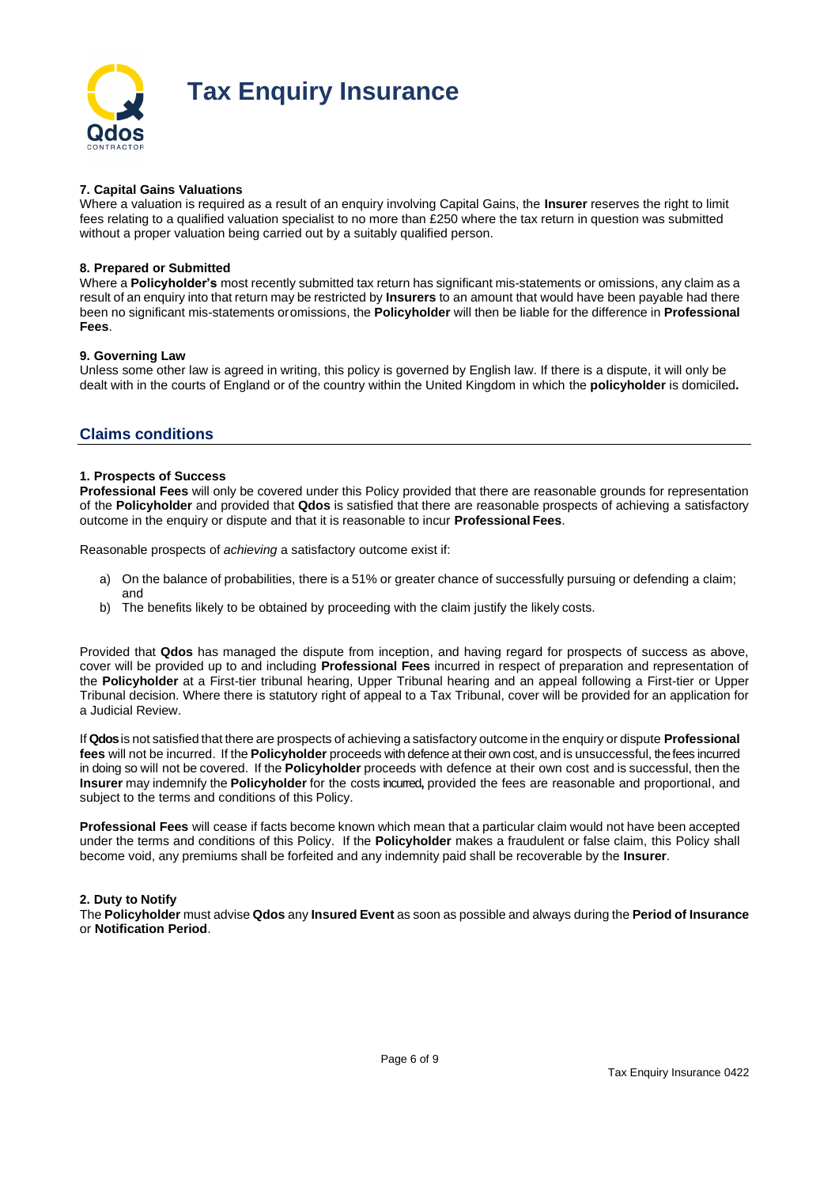**7. Capital Gains Valuations**
Where a valuation is required as a result of an enquiry involving Capital Gains, the **Insurer** reserves the right to limit fees relating to a qualified valuation specialist to no more than £250 where the tax return in question was submitted without a proper valuation being carried out by a suitably qualified person.

**8. Prepared or Submitted**
Where a **Policyholder's** most recently submitted tax return has significant mis-statements or omissions, any claim as a result of an enquiry into that return may be restricted by **Insurers** to an amount that would have been payable had there been no significant mis-statements oromissions, the **Policyholder** will then be liable for the difference in **Professional Fees**.

**9. Governing Law**
Unless some other law is agreed in writing, this policy is governed by English law. If there is a dispute, it will only be dealt with in the courts of England or of the country within the United Kingdom in which the **policyholder** is domiciled**.**

## Claims conditions

**1. Prospects of Success**
**Professional Fees** will only be covered under this Policy provided that there are reasonable grounds for representation of the **Policyholder** and provided that **Qdos** is satisfied that there are reasonable prospects of achieving a satisfactory outcome in the enquiry or dispute and that it is reasonable to incur **Professional Fees**.

Reasonable prospects of *achieving* a satisfactory outcome exist if:

a) On the balance of probabilities, there is a 51% or greater chance of successfully pursuing or defending a claim; and
b) The benefits likely to be obtained by proceeding with the claim justify the likely costs.

Provided that **Qdos** has managed the dispute from inception, and having regard for prospects of success as above, cover will be provided up to and including **Professional Fees** incurred in respect of preparation and representation of the **Policyholder** at a First-tier tribunal hearing, Upper Tribunal hearing and an appeal following a First-tier or Upper Tribunal decision. Where there is statutory right of appeal to a Tax Tribunal, cover will be provided for an application for a Judicial Review.

If **Qdos** is not satisfied that there are prospects of achieving a satisfactory outcome in the enquiry or dispute **Professional fees** will not be incurred. If the **Policyholder** proceeds with defence at their own cost, and is unsuccessful, the fees incurred in doing so will not be covered. If the **Policyholder** proceeds with defence at their own cost and is successful, then the **Insurer** may indemnify the **Policyholder** for the costs incurred**,** provided the fees are reasonable and proportional, and subject to the terms and conditions of this Policy.

**Professional Fees** will cease if facts become known which mean that a particular claim would not have been accepted under the terms and conditions of this Policy. If the **Policyholder** makes a fraudulent or false claim, this Policy shall become void, any premiums shall be forfeited and any indemnity paid shall be recoverable by the **Insurer**.

**2. Duty to Notify**
The **Policyholder** must advise **Qdos** any **Insured Event** as soon as possible and always during the **Period of Insurance** or **Notification Period**.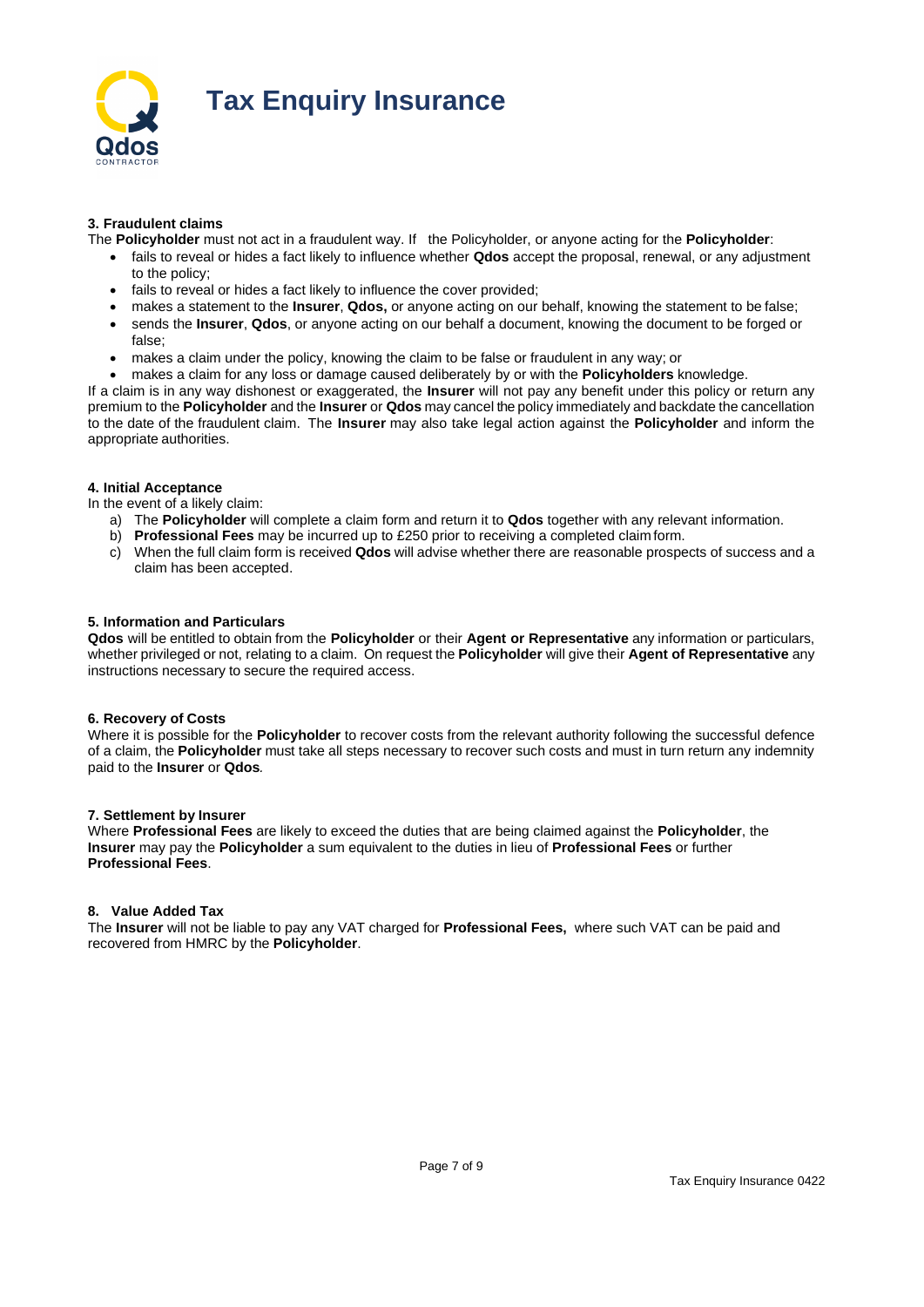# Tax Enquiry Insurance

### 3. Fraudulent claims

The **Policyholder** must not act in a fraudulent way. If the Policyholder, or anyone acting for the **Policyholder**:

- fails to reveal or hides a fact likely to influence whether **Qdos** accept the proposal, renewal, or any adjustment to the policy;
- fails to reveal or hides a fact likely to influence the cover provided;
- makes a statement to the **Insurer**, **Qdos,** or anyone acting on our behalf, knowing the statement to be false;
- sends the **Insurer**, **Qdos**, or anyone acting on our behalf a document, knowing the document to be forged or false;
- makes a claim under the policy, knowing the claim to be false or fraudulent in any way; or
- makes a claim for any loss or damage caused deliberately by or with the **Policyholders** knowledge.

If a claim is in any way dishonest or exaggerated, the **Insurer** will not pay any benefit under this policy or return any premium to the **Policyholder** and the **Insurer** or **Qdos** may cancel the policy immediately and backdate the cancellation to the date of the fraudulent claim. The **Insurer** may also take legal action against the **Policyholder** and inform the appropriate authorities.

### 4. Initial Acceptance

In the event of a likely claim:

a) The **Policyholder** will complete a claim form and return it to **Qdos** together with any relevant information.
b) **Professional Fees** may be incurred up to £250 prior to receiving a completed claim form.
c) When the full claim form is received **Qdos** will advise whether there are reasonable prospects of success and a claim has been accepted.

### 5. Information and Particulars

**Qdos** will be entitled to obtain from the **Policyholder** or their **Agent or Representative** any information or particulars, whether privileged or not, relating to a claim. On request the **Policyholder** will give their **Agent of Representative** any instructions necessary to secure the required access.

### 6. Recovery of Costs

Where it is possible for the **Policyholder** to recover costs from the relevant authority following the successful defence of a claim, the **Policyholder** must take all steps necessary to recover such costs and must in turn return any indemnity paid to the **Insurer** or **Qdos**.

### 7. Settlement by Insurer

Where **Professional Fees** are likely to exceed the duties that are being claimed against the **Policyholder**, the **Insurer** may pay the **Policyholder** a sum equivalent to the duties in lieu of **Professional Fees** or further **Professional Fees**.

### 8. Value Added Tax

The **Insurer** will not be liable to pay any VAT charged for **Professional Fees,** where such VAT can be paid and recovered from HMRC by the **Policyholder**.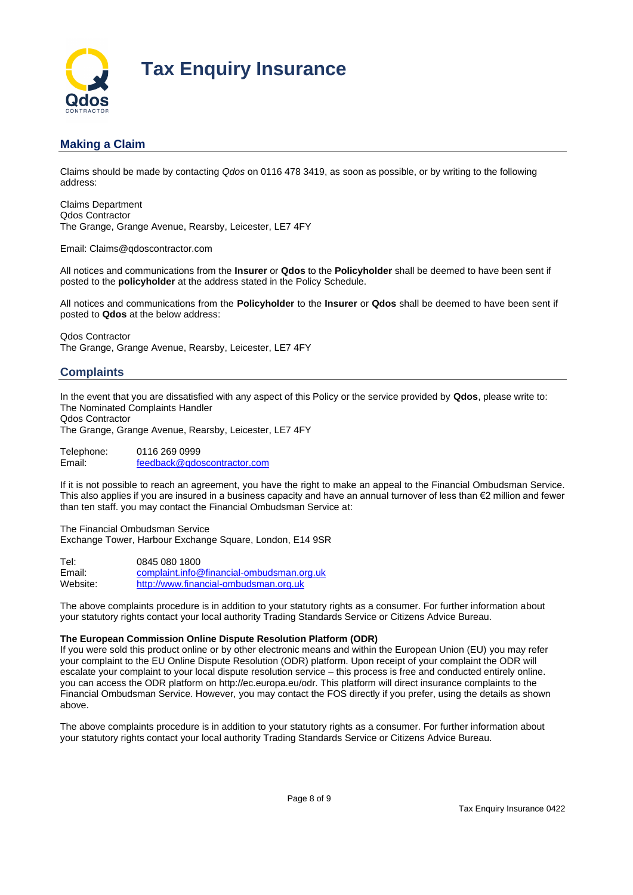# Tax Enquiry Insurance

## Making a Claim

Claims should be made by contacting *Qdos* on 0116 478 3419, as soon as possible, or by writing to the following address:

Claims Department
Qdos Contractor
The Grange, Grange Avenue, Rearsby, Leicester, LE7 4FY

Email: Claims@qdoscontractor.com

All notices and communications from the **Insurer** or **Qdos** to the **Policyholder** shall be deemed to have been sent if posted to the **policyholder** at the address stated in the Policy Schedule.

All notices and communications from the **Policyholder** to the **Insurer** or **Qdos** shall be deemed to have been sent if posted to **Qdos** at the below address:

Qdos Contractor
The Grange, Grange Avenue, Rearsby, Leicester, LE7 4FY

## Complaints

In the event that you are dissatisfied with any aspect of this Policy or the service provided by **Qdos**, please write to:
The Nominated Complaints Handler
Qdos Contractor
The Grange, Grange Avenue, Rearsby, Leicester, LE7 4FY

Telephone: 0116 269 0999
Email: feedback@qdoscontractor.com

If it is not possible to reach an agreement, you have the right to make an appeal to the Financial Ombudsman Service. This also applies if you are insured in a business capacity and have an annual turnover of less than €2 million and fewer than ten staff. you may contact the Financial Ombudsman Service at:

The Financial Ombudsman Service
Exchange Tower, Harbour Exchange Square, London, E14 9SR

Tel: 0845 080 1800
Email: complaint.info@financial-ombudsman.org.uk
Website: http://www.financial-ombudsman.org.uk

The above complaints procedure is in addition to your statutory rights as a consumer. For further information about your statutory rights contact your local authority Trading Standards Service or Citizens Advice Bureau.

**The European Commission Online Dispute Resolution Platform (ODR)**
If you were sold this product online or by other electronic means and within the European Union (EU) you may refer your complaint to the EU Online Dispute Resolution (ODR) platform. Upon receipt of your complaint the ODR will escalate your complaint to your local dispute resolution service – this process is free and conducted entirely online. you can access the ODR platform on http://ec.europa.eu/odr. This platform will direct insurance complaints to the Financial Ombudsman Service. However, you may contact the FOS directly if you prefer, using the details as shown above.

The above complaints procedure is in addition to your statutory rights as a consumer. For further information about your statutory rights contact your local authority Trading Standards Service or Citizens Advice Bureau.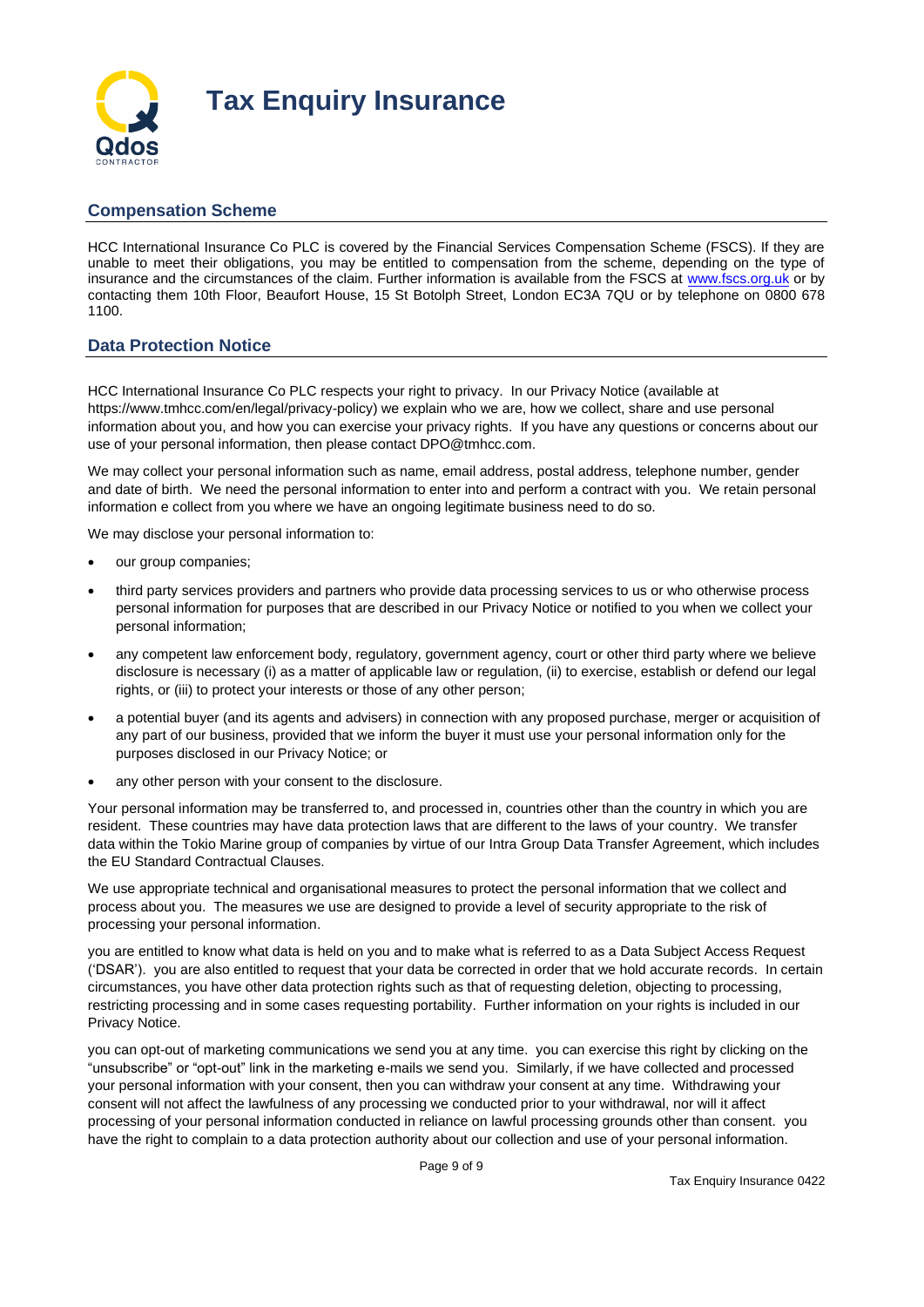# Tax Enquiry Insurance

## Compensation Scheme

HCC International Insurance Co PLC is covered by the Financial Services Compensation Scheme (FSCS). If they are unable to meet their obligations, you may be entitled to compensation from the scheme, depending on the type of insurance and the circumstances of the claim. Further information is available from the FSCS at www.fscs.org.uk or by contacting them 10th Floor, Beaufort House, 15 St Botolph Street, London EC3A 7QU or by telephone on 0800 678 1100.

## Data Protection Notice

HCC International Insurance Co PLC respects your right to privacy. In our Privacy Notice (available at https://www.tmhcc.com/en/legal/privacy-policy) we explain who we are, how we collect, share and use personal information about you, and how you can exercise your privacy rights. If you have any questions or concerns about our use of your personal information, then please contact DPO@tmhcc.com.

We may collect your personal information such as name, email address, postal address, telephone number, gender and date of birth. We need the personal information to enter into and perform a contract with you. We retain personal information e collect from you where we have an ongoing legitimate business need to do so.

We may disclose your personal information to:

- our group companies;
- third party services providers and partners who provide data processing services to us or who otherwise process personal information for purposes that are described in our Privacy Notice or notified to you when we collect your personal information;
- any competent law enforcement body, regulatory, government agency, court or other third party where we believe disclosure is necessary (i) as a matter of applicable law or regulation, (ii) to exercise, establish or defend our legal rights, or (iii) to protect your interests or those of any other person;
- a potential buyer (and its agents and advisers) in connection with any proposed purchase, merger or acquisition of any part of our business, provided that we inform the buyer it must use your personal information only for the purposes disclosed in our Privacy Notice; or
- any other person with your consent to the disclosure.

Your personal information may be transferred to, and processed in, countries other than the country in which you are resident. These countries may have data protection laws that are different to the laws of your country. We transfer data within the Tokio Marine group of companies by virtue of our Intra Group Data Transfer Agreement, which includes the EU Standard Contractual Clauses.

We use appropriate technical and organisational measures to protect the personal information that we collect and process about you. The measures we use are designed to provide a level of security appropriate to the risk of processing your personal information.

you are entitled to know what data is held on you and to make what is referred to as a Data Subject Access Request ('DSAR'). you are also entitled to request that your data be corrected in order that we hold accurate records. In certain circumstances, you have other data protection rights such as that of requesting deletion, objecting to processing, restricting processing and in some cases requesting portability. Further information on your rights is included in our Privacy Notice.

you can opt-out of marketing communications we send you at any time. you can exercise this right by clicking on the "unsubscribe" or "opt-out" link in the marketing e-mails we send you. Similarly, if we have collected and processed your personal information with your consent, then you can withdraw your consent at any time. Withdrawing your consent will not affect the lawfulness of any processing we conducted prior to your withdrawal, nor will it affect processing of your personal information conducted in reliance on lawful processing grounds other than consent. you have the right to complain to a data protection authority about our collection and use of your personal information.